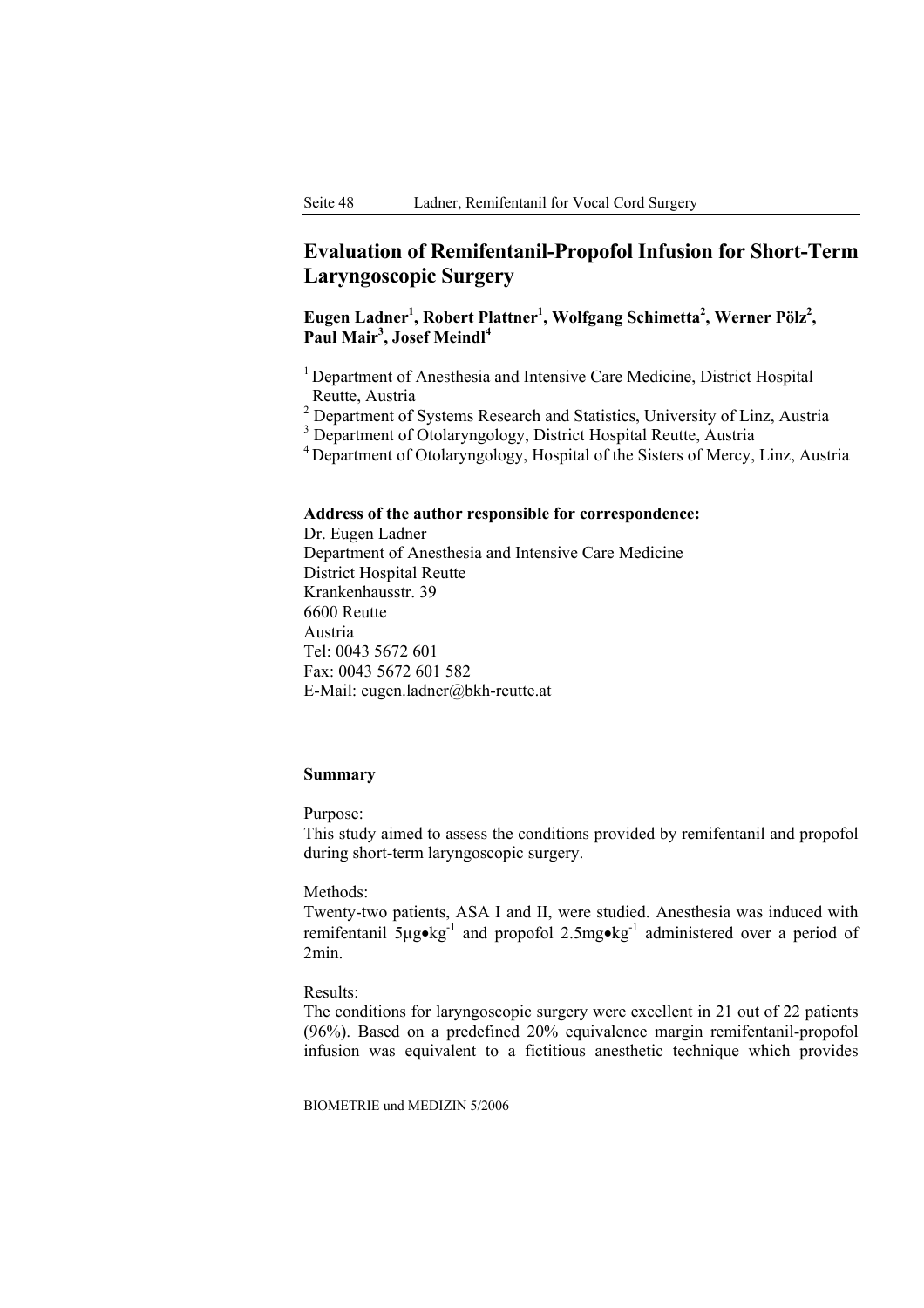# Evaluation of Remifentanil-Propofol Infusion for Short-Term Laryngoscopic Surgery

**Eugen Ladner[1], Robert Plattner[1], Wolfgang Schimetta[2], Werner Pölz[2], Paul Mair[3], Josef Meindl[4]**

[1] Department of Anesthesia and Intensive Care Medicine, District Hospital Reutte, Austria
[2] Department of Systems Research and Statistics, University of Linz, Austria
[3] Department of Otolaryngology, District Hospital Reutte, Austria
[4] Department of Otolaryngology, Hospital of the Sisters of Mercy, Linz, Austria

**Address of the author responsible for correspondence:**
Dr. Eugen Ladner
Department of Anesthesia and Intensive Care Medicine
District Hospital Reutte
Krankenhausstr. 39
6600 Reutte
Austria
Tel: 0043 5672 601
Fax: 0043 5672 601 582
E-Mail: eugen.ladner@bkh-reutte.at

## Summary

Purpose:
This study aimed to assess the conditions provided by remifentanil and propofol during short-term laryngoscopic surgery.

Methods:
Twenty-two patients, ASA I and II, were studied. Anesthesia was induced with remifentanil 5µg•kg$^{-1}$ and propofol 2.5mg•kg$^{-1}$ administered over a period of 2min.

Results:
The conditions for laryngoscopic surgery were excellent in 21 out of 22 patients (96%). Based on a predefined 20% equivalence margin remifentanil-propofol infusion was equivalent to a fictitious anesthetic technique which provides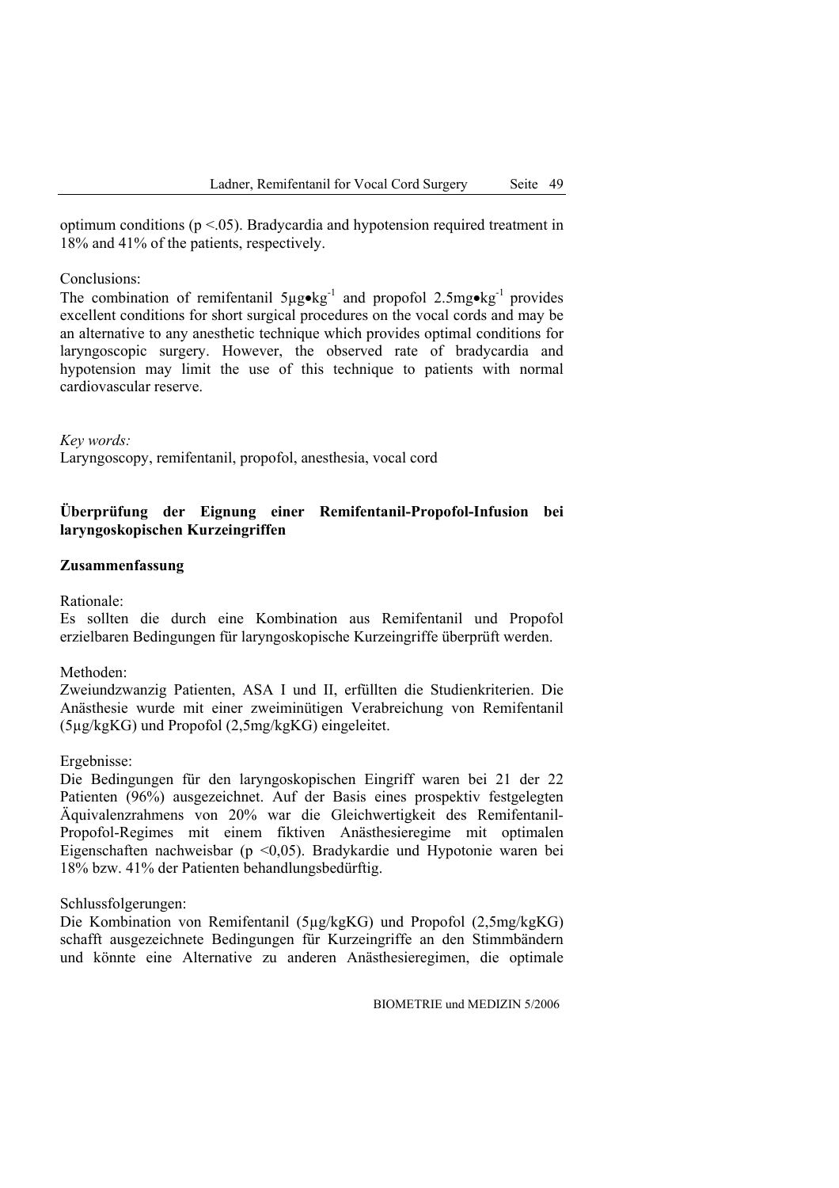optimum conditions ($p < .05$). Bradycardia and hypotension required treatment in 18% and 41% of the patients, respectively.

Conclusions:

The combination of remifentanil $5\mu g \bullet kg^{-1}$ and propofol $2.5 mg \bullet kg^{-1}$ provides excellent conditions for short surgical procedures on the vocal cords and may be an alternative to any anesthetic technique which provides optimal conditions for laryngoscopic surgery. However, the observed rate of bradycardia and hypotension may limit the use of this technique to patients with normal cardiovascular reserve.

*Key words:*

Laryngoscopy, remifentanil, propofol, anesthesia, vocal cord

## Überprüfung der Eignung einer Remifentanil-Propofol-Infusion bei laryngoskopischen Kurzeingriffen

### Zusammenfassung

Rationale:

Es sollten die durch eine Kombination aus Remifentanil und Propofol erzielbaren Bedingungen für laryngoskopische Kurzeingriffe überprüft werden.

Methoden:

Zweiundzwanzig Patienten, ASA I und II, erfüllten die Studienkriterien. Die Anästhesie wurde mit einer zweiminütigen Verabreichung von Remifentanil (5µg/kgKG) und Propofol (2,5mg/kgKG) eingeleitet.

Ergebnisse:

Die Bedingungen für den laryngoskopischen Eingriff waren bei 21 der 22 Patienten (96%) ausgezeichnet. Auf der Basis eines prospektiv festgelegten Äquivalenzrahmens von 20% war die Gleichwertigkeit des Remifentanil-Propofol-Regimes mit einem fiktiven Anästhesieregime mit optimalen Eigenschaften nachweisbar ($p < 0{,}05$). Bradykardie und Hypotonie waren bei 18% bzw. 41% der Patienten behandlungsbedürftig.

Schlussfolgerungen:

Die Kombination von Remifentanil (5µg/kgKG) und Propofol (2,5mg/kgKG) schafft ausgezeichnete Bedingungen für Kurzeingriffe an den Stimmbändern und könnte eine Alternative zu anderen Anästhesieregimen, die optimale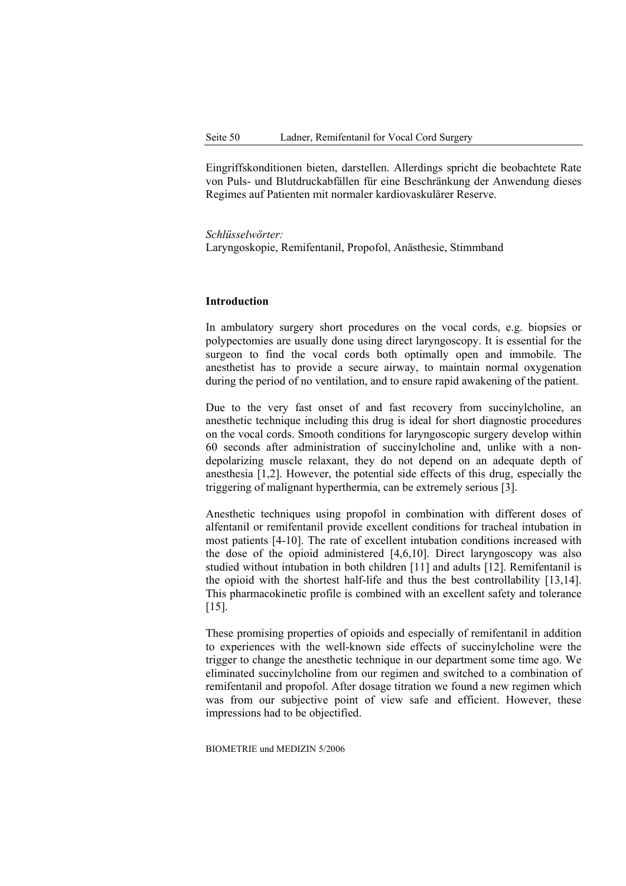Eingriffskonditionen bieten, darstellen. Allerdings spricht die beobachtete Rate von Puls- und Blutdruckabfällen für eine Beschränkung der Anwendung dieses Regimes auf Patienten mit normaler kardiovaskulärer Reserve.

*Schlüsselwörter:*
Laryngoskopie, Remifentanil, Propofol, Anästhesie, Stimmband

## Introduction

In ambulatory surgery short procedures on the vocal cords, e.g. biopsies or polypectomies are usually done using direct laryngoscopy. It is essential for the surgeon to find the vocal cords both optimally open and immobile. The anesthetist has to provide a secure airway, to maintain normal oxygenation during the period of no ventilation, and to ensure rapid awakening of the patient.

Due to the very fast onset of and fast recovery from succinylcholine, an anesthetic technique including this drug is ideal for short diagnostic procedures on the vocal cords. Smooth conditions for laryngoscopic surgery develop within 60 seconds after administration of succinylcholine and, unlike with a non-depolarizing muscle relaxant, they do not depend on an adequate depth of anesthesia [1,2]. However, the potential side effects of this drug, especially the triggering of malignant hyperthermia, can be extremely serious [3].

Anesthetic techniques using propofol in combination with different doses of alfentanil or remifentanil provide excellent conditions for tracheal intubation in most patients [4-10]. The rate of excellent intubation conditions increased with the dose of the opioid administered [4,6,10]. Direct laryngoscopy was also studied without intubation in both children [11] and adults [12]. Remifentanil is the opioid with the shortest half-life and thus the best controllability [13,14]. This pharmacokinetic profile is combined with an excellent safety and tolerance [15].

These promising properties of opioids and especially of remifentanil in addition to experiences with the well-known side effects of succinylcholine were the trigger to change the anesthetic technique in our department some time ago. We eliminated succinylcholine from our regimen and switched to a combination of remifentanil and propofol. After dosage titration we found a new regimen which was from our subjective point of view safe and efficient. However, these impressions had to be objectified.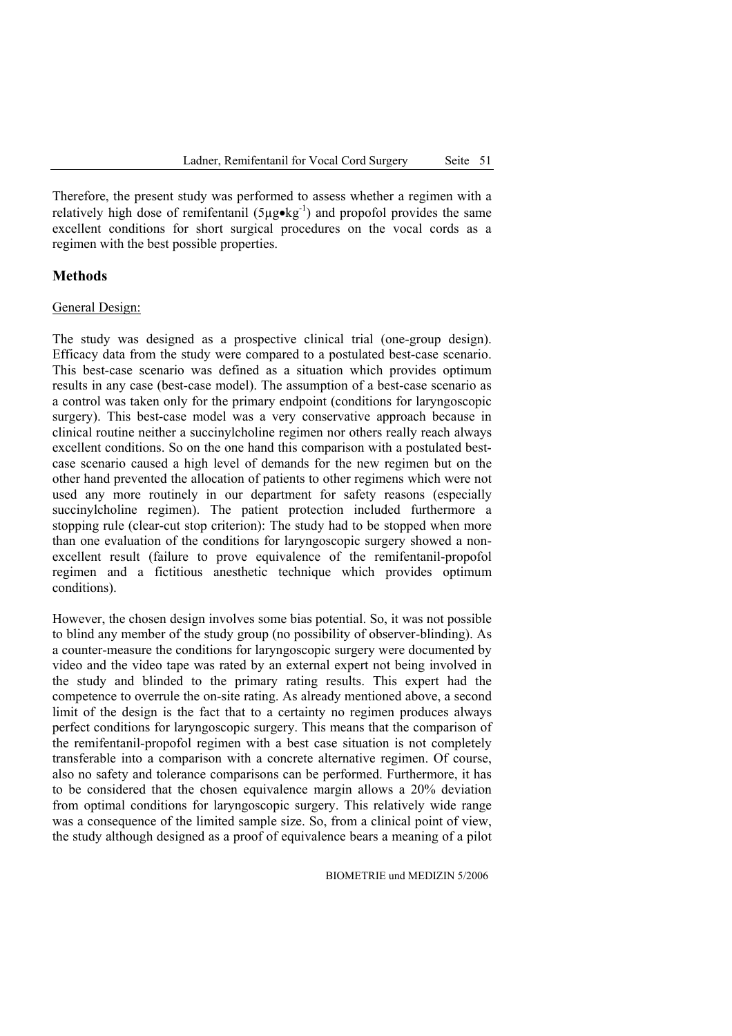Therefore, the present study was performed to assess whether a regimen with a relatively high dose of remifentanil ($5 \mu g \bullet kg^{-1}$) and propofol provides the same excellent conditions for short surgical procedures on the vocal cords as a regimen with the best possible properties.

## Methods

General Design:

The study was designed as a prospective clinical trial (one-group design). Efficacy data from the study were compared to a postulated best-case scenario. This best-case scenario was defined as a situation which provides optimum results in any case (best-case model). The assumption of a best-case scenario as a control was taken only for the primary endpoint (conditions for laryngoscopic surgery). This best-case model was a very conservative approach because in clinical routine neither a succinylcholine regimen nor others really reach always excellent conditions. So on the one hand this comparison with a postulated best-case scenario caused a high level of demands for the new regimen but on the other hand prevented the allocation of patients to other regimens which were not used any more routinely in our department for safety reasons (especially succinylcholine regimen). The patient protection included furthermore a stopping rule (clear-cut stop criterion): The study had to be stopped when more than one evaluation of the conditions for laryngoscopic surgery showed a non-excellent result (failure to prove equivalence of the remifentanil-propofol regimen and a fictitious anesthetic technique which provides optimum conditions).

However, the chosen design involves some bias potential. So, it was not possible to blind any member of the study group (no possibility of observer-blinding). As a counter-measure the conditions for laryngoscopic surgery were documented by video and the video tape was rated by an external expert not being involved in the study and blinded to the primary rating results. This expert had the competence to overrule the on-site rating. As already mentioned above, a second limit of the design is the fact that to a certainty no regimen produces always perfect conditions for laryngoscopic surgery. This means that the comparison of the remifentanil-propofol regimen with a best case situation is not completely transferable into a comparison with a concrete alternative regimen. Of course, also no safety and tolerance comparisons can be performed. Furthermore, it has to be considered that the chosen equivalence margin allows a 20% deviation from optimal conditions for laryngoscopic surgery. This relatively wide range was a consequence of the limited sample size. So, from a clinical point of view, the study although designed as a proof of equivalence bears a meaning of a pilot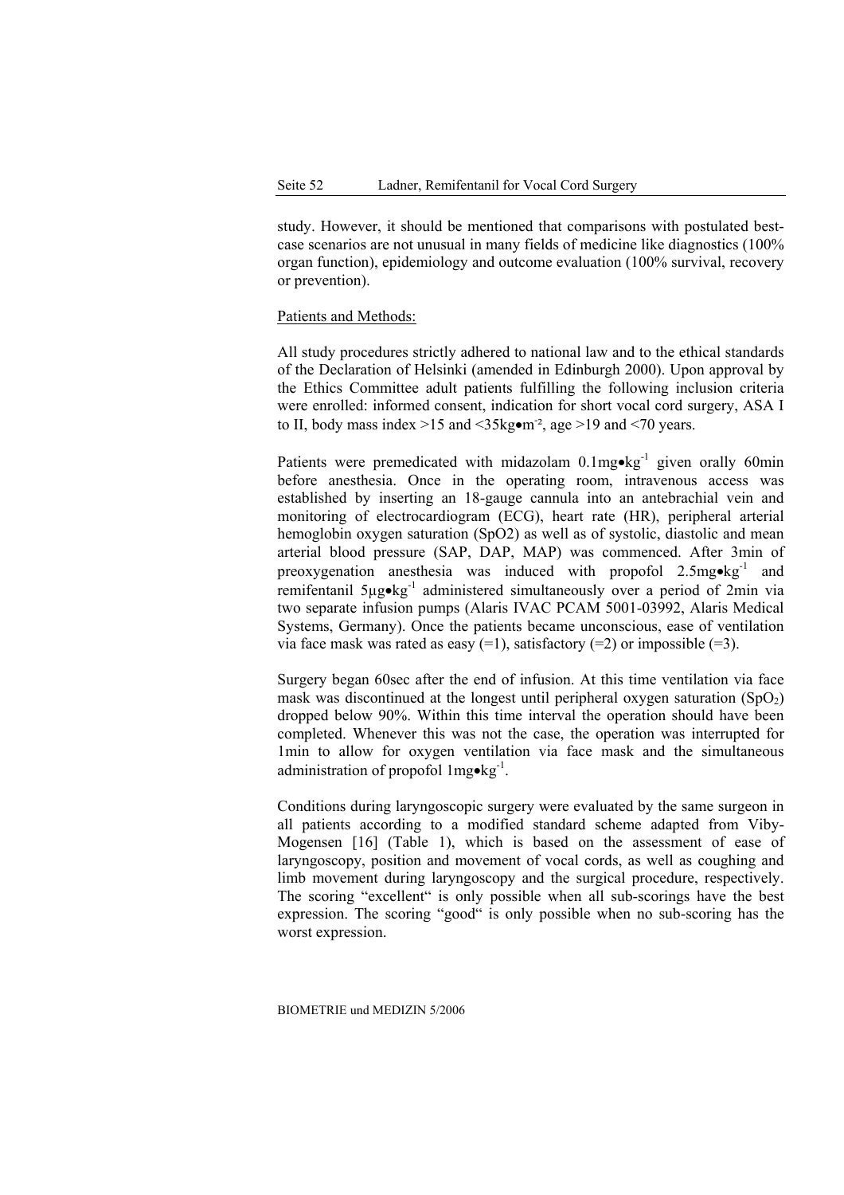study. However, it should be mentioned that comparisons with postulated best-case scenarios are not unusual in many fields of medicine like diagnostics (100% organ function), epidemiology and outcome evaluation (100% survival, recovery or prevention).

## Patients and Methods:

All study procedures strictly adhered to national law and to the ethical standards of the Declaration of Helsinki (amended in Edinburgh 2000). Upon approval by the Ethics Committee adult patients fulfilling the following inclusion criteria were enrolled: informed consent, indication for short vocal cord surgery, ASA I to II, body mass index >15 and <35kg•m⁻², age >19 and <70 years.

Patients were premedicated with midazolam $0.1 mg \bullet kg^{-1}$ given orally 60min before anesthesia. Once in the operating room, intravenous access was established by inserting an 18-gauge cannula into an antebrachial vein and monitoring of electrocardiogram (ECG), heart rate (HR), peripheral arterial hemoglobin oxygen saturation ($SpO_2$) as well as of systolic, diastolic and mean arterial blood pressure (SAP, DAP, MAP) was commenced. After 3min of preoxygenation anesthesia was induced with propofol $2.5 mg \bullet kg^{-1}$ and remifentanil $5 \mu g \bullet kg^{-1}$ administered simultaneously over a period of 2min via two separate infusion pumps (Alaris IVAC PCAM 5001-03992, Alaris Medical Systems, Germany). Once the patients became unconscious, ease of ventilation via face mask was rated as easy (=1), satisfactory (=2) or impossible (=3).

Surgery began 60sec after the end of infusion. At this time ventilation via face mask was discontinued at the longest until peripheral oxygen saturation ($SpO_2$) dropped below 90%. Within this time interval the operation should have been completed. Whenever this was not the case, the operation was interrupted for 1min to allow for oxygen ventilation via face mask and the simultaneous administration of propofol $1 mg \bullet kg^{-1}$.

Conditions during laryngoscopic surgery were evaluated by the same surgeon in all patients according to a modified standard scheme adapted from Viby-Mogensen [16] (Table 1), which is based on the assessment of ease of laryngoscopy, position and movement of vocal cords, as well as coughing and limb movement during laryngoscopy and the surgical procedure, respectively. The scoring "excellent" is only possible when all sub-scorings have the best expression. The scoring "good" is only possible when no sub-scoring has the worst expression.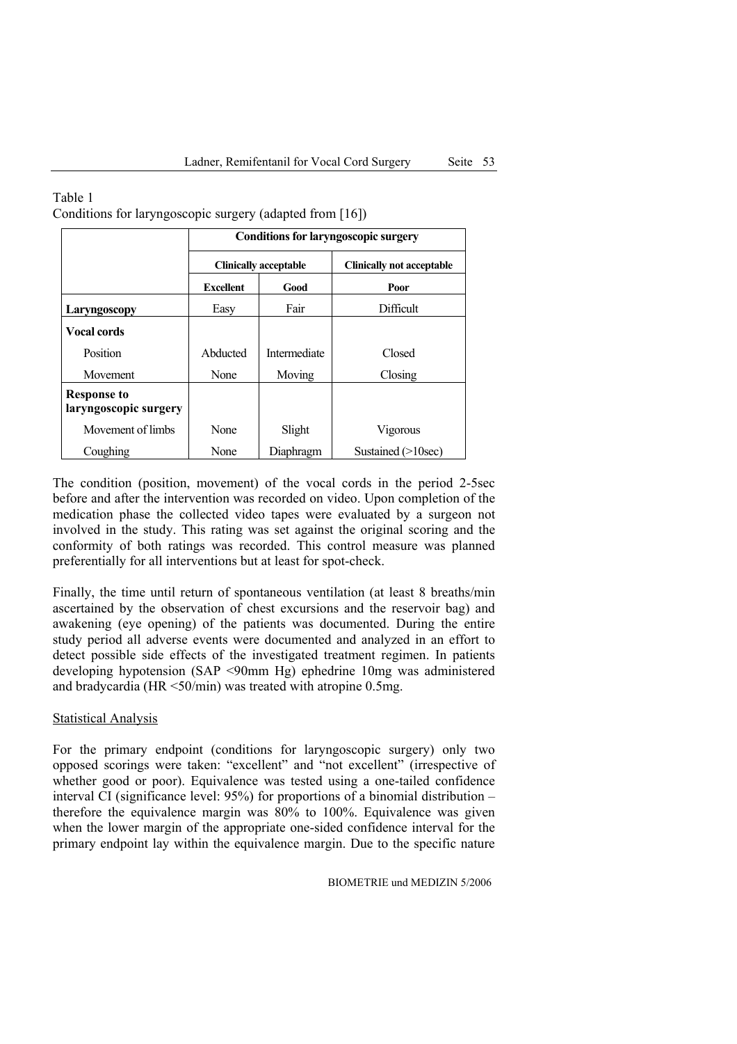Table 1
Conditions for laryngoscopic surgery (adapted from [16])

| | Conditions for laryngoscopic surgery | | |
|---|---|---|---|
| | Clinically acceptable | | Clinically not acceptable |
| | **Excellent** | **Good** | **Poor** |
| **Laryngoscopy** | Easy | Fair | Difficult |
| **Vocal cords** | | | |
| Position | Abducted | Intermediate | Closed |
| Movement | None | Moving | Closing |
| **Response to laryngoscopic surgery** | | | |
| Movement of limbs | None | Slight | Vigorous |
| Coughing | None | Diaphragm | Sustained (>10sec) |

The condition (position, movement) of the vocal cords in the period 2-5sec before and after the intervention was recorded on video. Upon completion of the medication phase the collected video tapes were evaluated by a surgeon not involved in the study. This rating was set against the original scoring and the conformity of both ratings was recorded. This control measure was planned preferentially for all interventions but at least for spot-check.

Finally, the time until return of spontaneous ventilation (at least 8 breaths/min ascertained by the observation of chest excursions and the reservoir bag) and awakening (eye opening) of the patients was documented. During the entire study period all adverse events were documented and analyzed in an effort to detect possible side effects of the investigated treatment regimen. In patients developing hypotension (SAP <90mm Hg) ephedrine 10mg was administered and bradycardia (HR <50/min) was treated with atropine 0.5mg.

## Statistical Analysis

For the primary endpoint (conditions for laryngoscopic surgery) only two opposed scorings were taken: "excellent" and "not excellent" (irrespective of whether good or poor). Equivalence was tested using a one-tailed confidence interval CI (significance level: 95%) for proportions of a binomial distribution – therefore the equivalence margin was 80% to 100%. Equivalence was given when the lower margin of the appropriate one-sided confidence interval for the primary endpoint lay within the equivalence margin. Due to the specific nature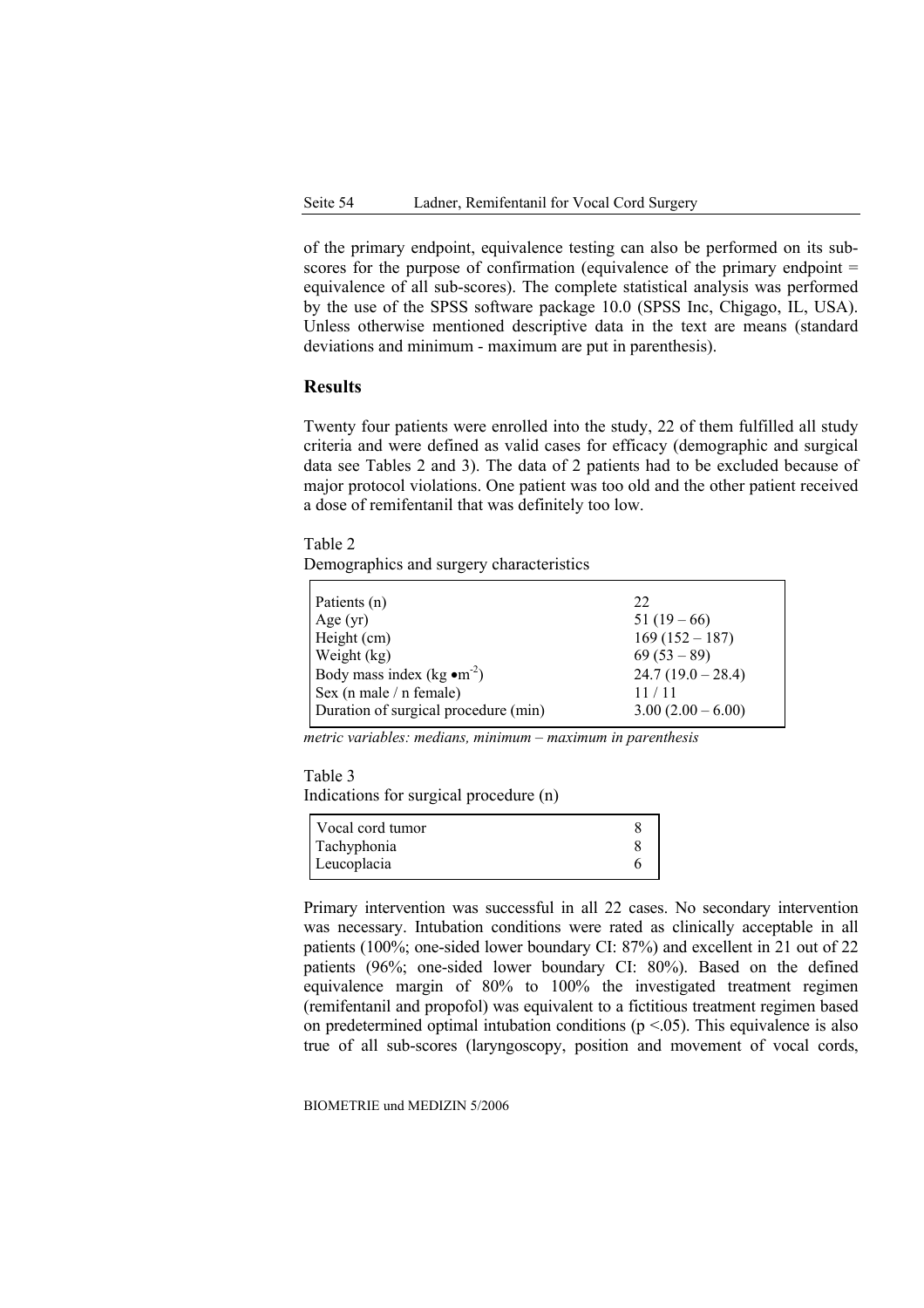of the primary endpoint, equivalence testing can also be performed on its sub-scores for the purpose of confirmation (equivalence of the primary endpoint = equivalence of all sub-scores). The complete statistical analysis was performed by the use of the SPSS software package 10.0 (SPSS Inc, Chigago, IL, USA). Unless otherwise mentioned descriptive data in the text are means (standard deviations and minimum - maximum are put in parenthesis).

## Results

Twenty four patients were enrolled into the study, 22 of them fulfilled all study criteria and were defined as valid cases for efficacy (demographic and surgical data see Tables 2 and 3). The data of 2 patients had to be excluded because of major protocol violations. One patient was too old and the other patient received a dose of remifentanil that was definitely too low.

Table 2
Demographics and surgery characteristics

| | |
|---|---|
| Patients (n) | 22 |
| Age (yr) | 51 (19 – 66) |
| Height (cm) | 169 (152 – 187) |
| Weight (kg) | 69 (53 – 89) |
| Body mass index ($kg \bullet m^{-2}$) | 24.7 (19.0 – 28.4) |
| Sex (n male / n female) | 11 / 11 |
| Duration of surgical procedure (min) | 3.00 (2.00 – 6.00) |

*metric variables: medians, minimum – maximum in parenthesis*

Table 3
Indications for surgical procedure (n)

| | |
|---|---|
| Vocal cord tumor | 8 |
| Tachyphonia | 8 |
| Leucoplacia | 6 |

Primary intervention was successful in all 22 cases. No secondary intervention was necessary. Intubation conditions were rated as clinically acceptable in all patients (100%; one-sided lower boundary CI: 87%) and excellent in 21 out of 22 patients (96%; one-sided lower boundary CI: 80%). Based on the defined equivalence margin of 80% to 100% the investigated treatment regimen (remifentanil and propofol) was equivalent to a fictitious treatment regimen based on predetermined optimal intubation conditions ($p < .05$). This equivalence is also true of all sub-scores (laryngoscopy, position and movement of vocal cords,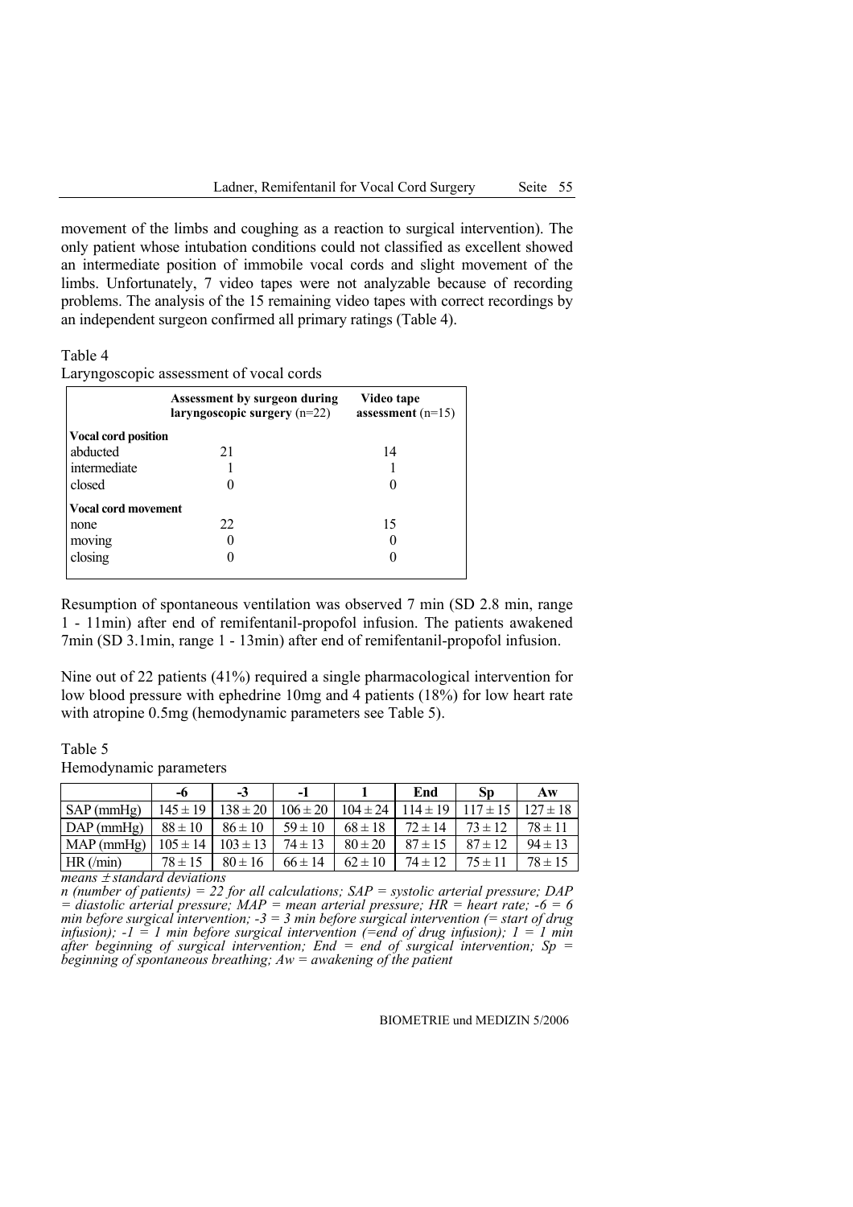movement of the limbs and coughing as a reaction to surgical intervention). The only patient whose intubation conditions could not classified as excellent showed an intermediate position of immobile vocal cords and slight movement of the limbs. Unfortunately, 7 video tapes were not analyzable because of recording problems. The analysis of the 15 remaining video tapes with correct recordings by an independent surgeon confirmed all primary ratings (Table 4).

Table 4
Laryngoscopic assessment of vocal cords

| | **Assessment by surgeon during laryngoscopic surgery** (n=22) | **Video tape assessment** (n=15) |
|---|---|---|
| **Vocal cord position** | | |
| abducted | 21 | 14 |
| intermediate | 1 | 1 |
| closed | 0 | 0 |
| **Vocal cord movement** | | |
| none | 22 | 15 |
| moving | 0 | 0 |
| closing | 0 | 0 |

Resumption of spontaneous ventilation was observed 7 min (SD 2.8 min, range 1 - 11min) after end of remifentanil-propofol infusion. The patients awakened 7min (SD 3.1min, range 1 - 13min) after end of remifentanil-propofol infusion.

Nine out of 22 patients (41%) required a single pharmacological intervention for low blood pressure with ephedrine 10mg and 4 patients (18%) for low heart rate with atropine 0.5mg (hemodynamic parameters see Table 5).

Table 5
Hemodynamic parameters

| | **-6** | **-3** | **-1** | **1** | **End** | **Sp** | **Aw** |
|---|---|---|---|---|---|---|---|
| SAP (mmHg) | 145 ± 19 | 138 ± 20 | 106 ± 20 | 104 ± 24 | 114 ± 19 | 117 ± 15 | 127 ± 18 |
| DAP (mmHg) | 88 ± 10 | 86 ± 10 | 59 ± 10 | 68 ± 18 | 72 ± 14 | 73 ± 12 | 78 ± 11 |
| MAP (mmHg) | 105 ± 14 | 103 ± 13 | 74 ± 13 | 80 ± 20 | 87 ± 15 | 87 ± 12 | 94 ± 13 |
| HR (/min) | 78 ± 15 | 80 ± 16 | 66 ± 14 | 62 ± 10 | 74 ± 12 | 75 ± 11 | 78 ± 15 |

*means ± standard deviations*
*n (number of patients) = 22 for all calculations; SAP = systolic arterial pressure; DAP = diastolic arterial pressure; MAP = mean arterial pressure; HR = heart rate; -6 = 6 min before surgical intervention; -3 = 3 min before surgical intervention (= start of drug infusion); -1 = 1 min before surgical intervention (=end of drug infusion); 1 = 1 min after beginning of surgical intervention; End = end of surgical intervention; Sp = beginning of spontaneous breathing; Aw = awakening of the patient*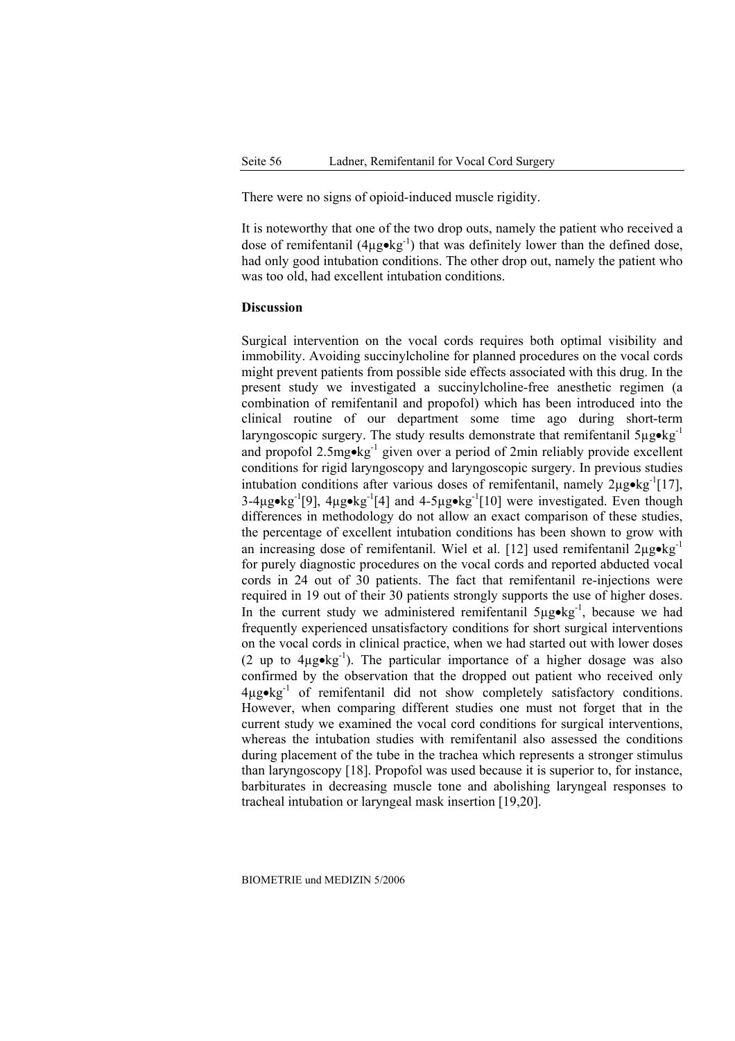There were no signs of opioid-induced muscle rigidity.

It is noteworthy that one of the two drop outs, namely the patient who received a dose of remifentanil (4µg•kg$^{-1}$) that was definitely lower than the defined dose, had only good intubation conditions. The other drop out, namely the patient who was too old, had excellent intubation conditions.

**Discussion**

Surgical intervention on the vocal cords requires both optimal visibility and immobility. Avoiding succinylcholine for planned procedures on the vocal cords might prevent patients from possible side effects associated with this drug. In the present study we investigated a succinylcholine-free anesthetic regimen (a combination of remifentanil and propofol) which has been introduced into the clinical routine of our department some time ago during short-term laryngoscopic surgery. The study results demonstrate that remifentanil 5µg•kg$^{-1}$ and propofol 2.5mg•kg$^{-1}$ given over a period of 2min reliably provide excellent conditions for rigid laryngoscopy and laryngoscopic surgery. In previous studies intubation conditions after various doses of remifentanil, namely 2µg•kg$^{-1}$[17], 3-4µg•kg$^{-1}$[9], 4µg•kg$^{-1}$[4] and 4-5µg•kg$^{-1}$[10] were investigated. Even though differences in methodology do not allow an exact comparison of these studies, the percentage of excellent intubation conditions has been shown to grow with an increasing dose of remifentanil. Wiel et al. [12] used remifentanil 2µg•kg$^{-1}$ for purely diagnostic procedures on the vocal cords and reported abducted vocal cords in 24 out of 30 patients. The fact that remifentanil re-injections were required in 19 out of their 30 patients strongly supports the use of higher doses. In the current study we administered remifentanil 5µg•kg$^{-1}$, because we had frequently experienced unsatisfactory conditions for short surgical interventions on the vocal cords in clinical practice, when we had started out with lower doses (2 up to 4µg•kg$^{-1}$). The particular importance of a higher dosage was also confirmed by the observation that the dropped out patient who received only 4µg•kg$^{-1}$ of remifentanil did not show completely satisfactory conditions. However, when comparing different studies one must not forget that in the current study we examined the vocal cord conditions for surgical interventions, whereas the intubation studies with remifentanil also assessed the conditions during placement of the tube in the trachea which represents a stronger stimulus than laryngoscopy [18]. Propofol was used because it is superior to, for instance, barbiturates in decreasing muscle tone and abolishing laryngeal responses to tracheal intubation or laryngeal mask insertion [19,20].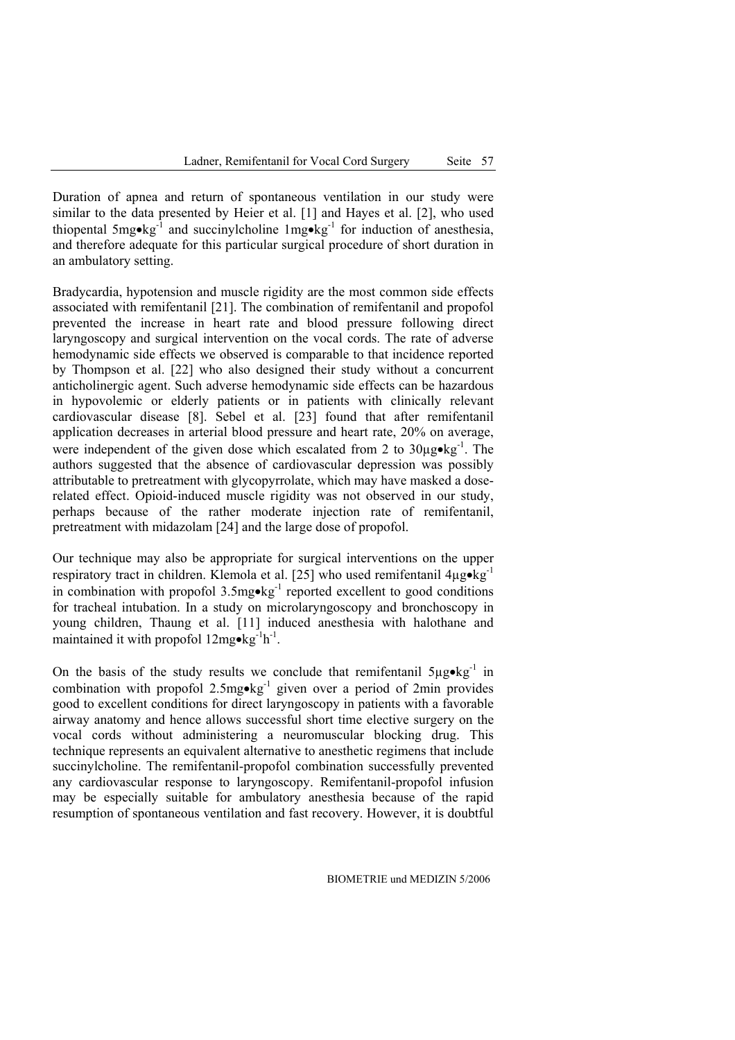Duration of apnea and return of spontaneous ventilation in our study were similar to the data presented by Heier et al. [1] and Hayes et al. [2], who used thiopental $5mg \bullet kg^{-1}$ and succinylcholine $1mg \bullet kg^{-1}$ for induction of anesthesia, and therefore adequate for this particular surgical procedure of short duration in an ambulatory setting.

Bradycardia, hypotension and muscle rigidity are the most common side effects associated with remifentanil [21]. The combination of remifentanil and propofol prevented the increase in heart rate and blood pressure following direct laryngoscopy and surgical intervention on the vocal cords. The rate of adverse hemodynamic side effects we observed is comparable to that incidence reported by Thompson et al. [22] who also designed their study without a concurrent anticholinergic agent. Such adverse hemodynamic side effects can be hazardous in hypovolemic or elderly patients or in patients with clinically relevant cardiovascular disease [8]. Sebel et al. [23] found that after remifentanil application decreases in arterial blood pressure and heart rate, 20% on average, were independent of the given dose which escalated from 2 to $30\mu g \bullet kg^{-1}$. The authors suggested that the absence of cardiovascular depression was possibly attributable to pretreatment with glycopyrrolate, which may have masked a dose-related effect. Opioid-induced muscle rigidity was not observed in our study, perhaps because of the rather moderate injection rate of remifentanil, pretreatment with midazolam [24] and the large dose of propofol.

Our technique may also be appropriate for surgical interventions on the upper respiratory tract in children. Klemola et al. [25] who used remifentanil $4\mu g \bullet kg^{-1}$ in combination with propofol $3.5mg \bullet kg^{-1}$ reported excellent to good conditions for tracheal intubation. In a study on microlaryngoscopy and bronchoscopy in young children, Thaung et al. [11] induced anesthesia with halothane and maintained it with propofol $12mg \bullet kg^{-1}h^{-1}$.

On the basis of the study results we conclude that remifentanil $5\mu g \bullet kg^{-1}$ in combination with propofol $2.5mg \bullet kg^{-1}$ given over a period of 2min provides good to excellent conditions for direct laryngoscopy in patients with a favorable airway anatomy and hence allows successful short time elective surgery on the vocal cords without administering a neuromuscular blocking drug. This technique represents an equivalent alternative to anesthetic regimens that include succinylcholine. The remifentanil-propofol combination successfully prevented any cardiovascular response to laryngoscopy. Remifentanil-propofol infusion may be especially suitable for ambulatory anesthesia because of the rapid resumption of spontaneous ventilation and fast recovery. However, it is doubtful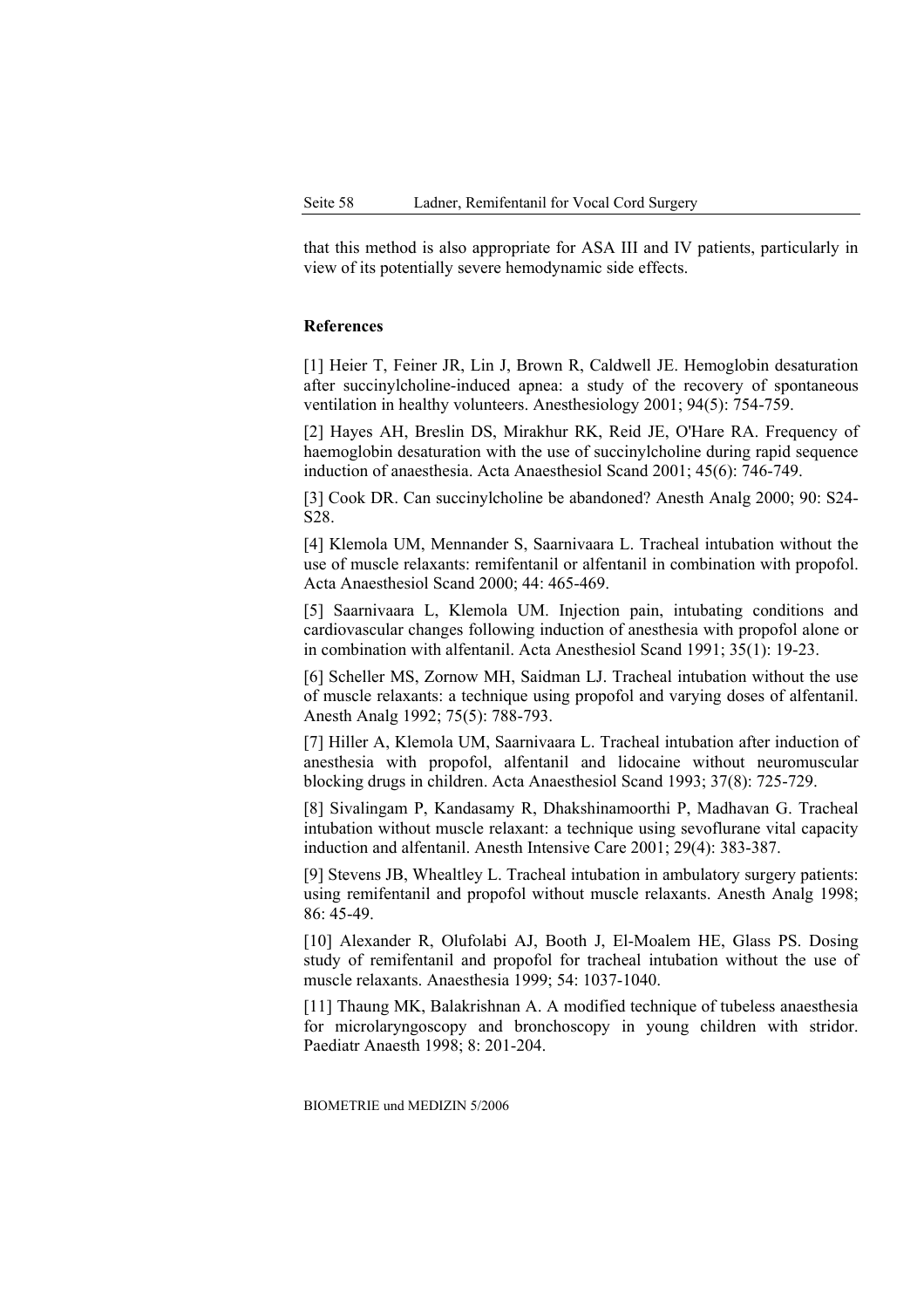that this method is also appropriate for ASA III and IV patients, particularly in view of its potentially severe hemodynamic side effects.

### References

[1] Heier T, Feiner JR, Lin J, Brown R, Caldwell JE. Hemoglobin desaturation after succinylcholine-induced apnea: a study of the recovery of spontaneous ventilation in healthy volunteers. Anesthesiology 2001; 94(5): 754-759.

[2] Hayes AH, Breslin DS, Mirakhur RK, Reid JE, O'Hare RA. Frequency of haemoglobin desaturation with the use of succinylcholine during rapid sequence induction of anaesthesia. Acta Anaesthesiol Scand 2001; 45(6): 746-749.

[3] Cook DR. Can succinylcholine be abandoned? Anesth Analg 2000; 90: S24-S28.

[4] Klemola UM, Mennander S, Saarnivaara L. Tracheal intubation without the use of muscle relaxants: remifentanil or alfentanil in combination with propofol. Acta Anaesthesiol Scand 2000; 44: 465-469.

[5] Saarnivaara L, Klemola UM. Injection pain, intubating conditions and cardiovascular changes following induction of anesthesia with propofol alone or in combination with alfentanil. Acta Anesthesiol Scand 1991; 35(1): 19-23.

[6] Scheller MS, Zornow MH, Saidman LJ. Tracheal intubation without the use of muscle relaxants: a technique using propofol and varying doses of alfentanil. Anesth Analg 1992; 75(5): 788-793.

[7] Hiller A, Klemola UM, Saarnivaara L. Tracheal intubation after induction of anesthesia with propofol, alfentanil and lidocaine without neuromuscular blocking drugs in children. Acta Anaesthesiol Scand 1993; 37(8): 725-729.

[8] Sivalingam P, Kandasamy R, Dhakshinamoorthi P, Madhavan G. Tracheal intubation without muscle relaxant: a technique using sevoflurane vital capacity induction and alfentanil. Anesth Intensive Care 2001; 29(4): 383-387.

[9] Stevens JB, Whealtley L. Tracheal intubation in ambulatory surgery patients: using remifentanil and propofol without muscle relaxants. Anesth Analg 1998; 86: 45-49.

[10] Alexander R, Olufolabi AJ, Booth J, El-Moalem HE, Glass PS. Dosing study of remifentanil and propofol for tracheal intubation without the use of muscle relaxants. Anaesthesia 1999; 54: 1037-1040.

[11] Thaung MK, Balakrishnan A. A modified technique of tubeless anaesthesia for microlaryngoscopy and bronchoscopy in young children with stridor. Paediatr Anaesth 1998; 8: 201-204.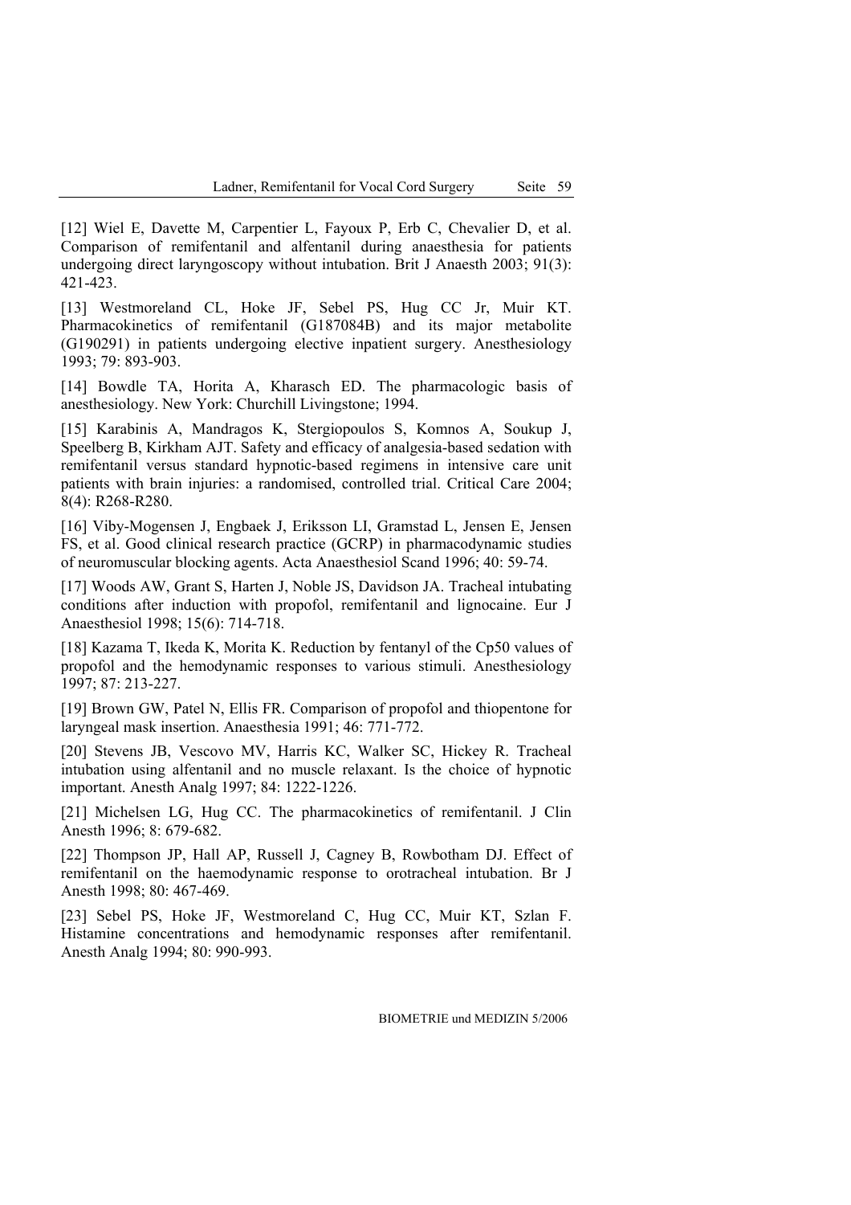[12] Wiel E, Davette M, Carpentier L, Fayoux P, Erb C, Chevalier D, et al. Comparison of remifentanil and alfentanil during anaesthesia for patients undergoing direct laryngoscopy without intubation. Brit J Anaesth 2003; 91(3): 421-423.

[13] Westmoreland CL, Hoke JF, Sebel PS, Hug CC Jr, Muir KT. Pharmacokinetics of remifentanil (G187084B) and its major metabolite (G190291) in patients undergoing elective inpatient surgery. Anesthesiology 1993; 79: 893-903.

[14] Bowdle TA, Horita A, Kharasch ED. The pharmacologic basis of anesthesiology. New York: Churchill Livingstone; 1994.

[15] Karabinis A, Mandragos K, Stergiopoulos S, Komnos A, Soukup J, Speelberg B, Kirkham AJT. Safety and efficacy of analgesia-based sedation with remifentanil versus standard hypnotic-based regimens in intensive care unit patients with brain injuries: a randomised, controlled trial. Critical Care 2004; 8(4): R268-R280.

[16] Viby-Mogensen J, Engbaek J, Eriksson LI, Gramstad L, Jensen E, Jensen FS, et al. Good clinical research practice (GCRP) in pharmacodynamic studies of neuromuscular blocking agents. Acta Anaesthesiol Scand 1996; 40: 59-74.

[17] Woods AW, Grant S, Harten J, Noble JS, Davidson JA. Tracheal intubating conditions after induction with propofol, remifentanil and lignocaine. Eur J Anaesthesiol 1998; 15(6): 714-718.

[18] Kazama T, Ikeda K, Morita K. Reduction by fentanyl of the Cp50 values of propofol and the hemodynamic responses to various stimuli. Anesthesiology 1997; 87: 213-227.

[19] Brown GW, Patel N, Ellis FR. Comparison of propofol and thiopentone for laryngeal mask insertion. Anaesthesia 1991; 46: 771-772.

[20] Stevens JB, Vescovo MV, Harris KC, Walker SC, Hickey R. Tracheal intubation using alfentanil and no muscle relaxant. Is the choice of hypnotic important. Anesth Analg 1997; 84: 1222-1226.

[21] Michelsen LG, Hug CC. The pharmacokinetics of remifentanil. J Clin Anesth 1996; 8: 679-682.

[22] Thompson JP, Hall AP, Russell J, Cagney B, Rowbotham DJ. Effect of remifentanil on the haemodynamic response to orotracheal intubation. Br J Anesth 1998; 80: 467-469.

[23] Sebel PS, Hoke JF, Westmoreland C, Hug CC, Muir KT, Szlan F. Histamine concentrations and hemodynamic responses after remifentanil. Anesth Analg 1994; 80: 990-993.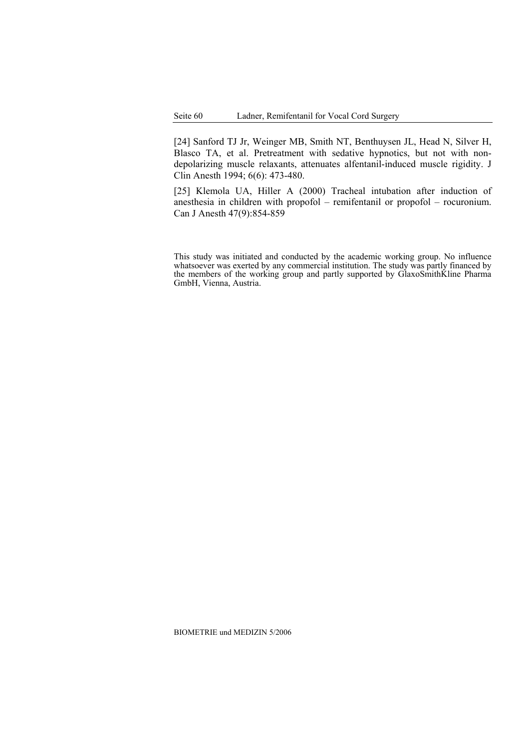[24] Sanford TJ Jr, Weinger MB, Smith NT, Benthuysen JL, Head N, Silver H, Blasco TA, et al. Pretreatment with sedative hypnotics, but not with non-depolarizing muscle relaxants, attenuates alfentanil-induced muscle rigidity. J Clin Anesth 1994; 6(6): 473-480.

[25] Klemola UA, Hiller A (2000) Tracheal intubation after induction of anesthesia in children with propofol – remifentanil or propofol – rocuronium. Can J Anesth 47(9):854-859

This study was initiated and conducted by the academic working group. No influence whatsoever was exerted by any commercial institution. The study was partly financed by the members of the working group and partly supported by GlaxoSmithKline Pharma GmbH, Vienna, Austria.